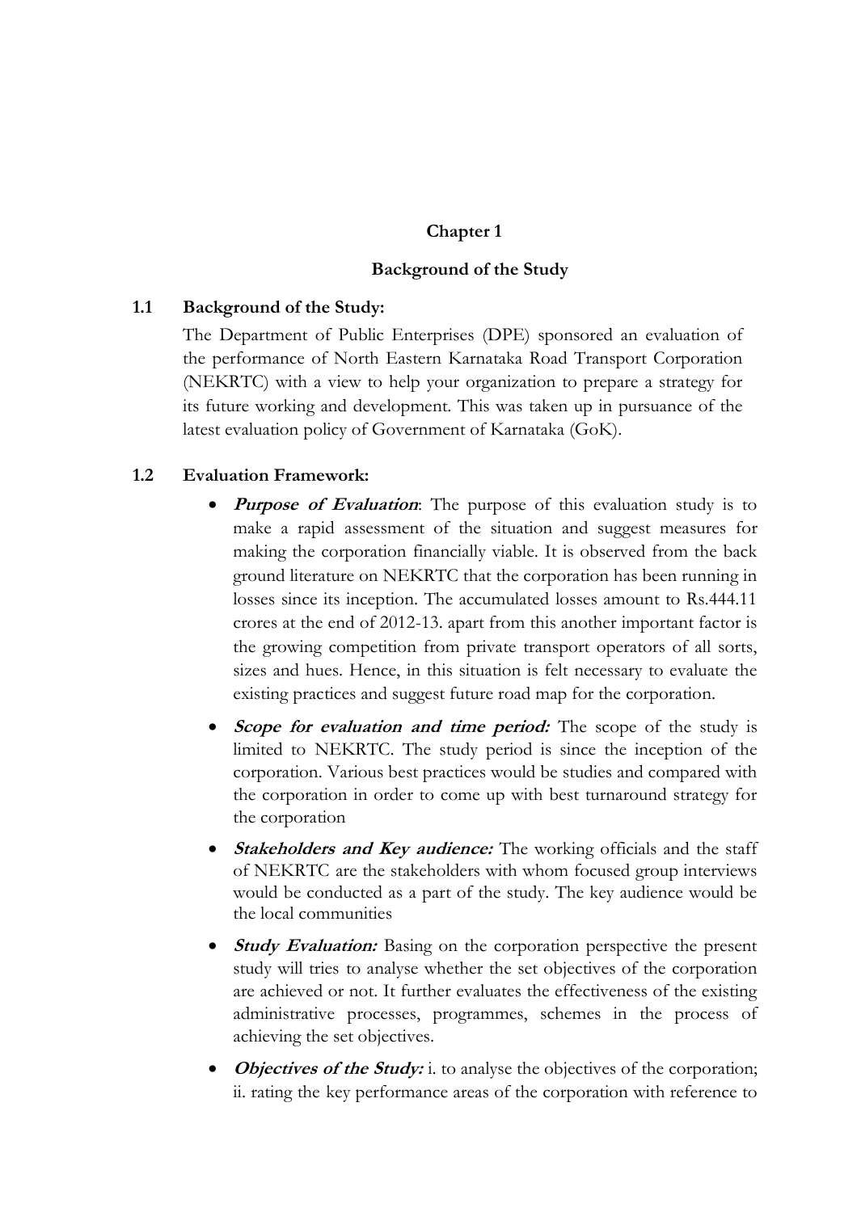# Chapter 1

## Background of the Study

### 1.1 Background of the Study:

The Department of Public Enterprises (DPE) sponsored an evaluation of the performance of North Eastern Karnataka Road Transport Corporation (NEKRTC) with a view to help your organization to prepare a strategy for its future working and development. This was taken up in pursuance of the latest evaluation policy of Government of Karnataka (GoK).

### 1.2 Evaluation Framework:

- ***Purpose of Evaluation***: The purpose of this evaluation study is to make a rapid assessment of the situation and suggest measures for making the corporation financially viable. It is observed from the back ground literature on NEKRTC that the corporation has been running in losses since its inception. The accumulated losses amount to Rs.444.11 crores at the end of 2012-13. apart from this another important factor is the growing competition from private transport operators of all sorts, sizes and hues. Hence, in this situation is felt necessary to evaluate the existing practices and suggest future road map for the corporation.
- ***Scope for evaluation and time period:*** The scope of the study is limited to NEKRTC. The study period is since the inception of the corporation. Various best practices would be studies and compared with the corporation in order to come up with best turnaround strategy for the corporation
- ***Stakeholders and Key audience:*** The working officials and the staff of NEKRTC are the stakeholders with whom focused group interviews would be conducted as a part of the study. The key audience would be the local communities
- ***Study Evaluation:*** Basing on the corporation perspective the present study will tries to analyse whether the set objectives of the corporation are achieved or not. It further evaluates the effectiveness of the existing administrative processes, programmes, schemes in the process of achieving the set objectives.
- ***Objectives of the Study:*** i. to analyse the objectives of the corporation; ii. rating the key performance areas of the corporation with reference to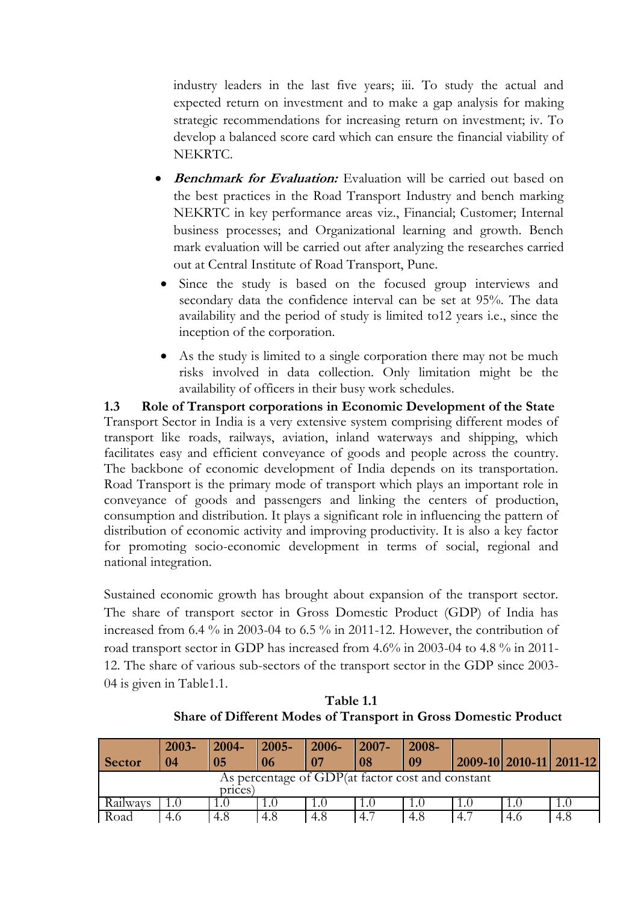industry leaders in the last five years; iii. To study the actual and expected return on investment and to make a gap analysis for making strategic recommendations for increasing return on investment; iv. To develop a balanced score card which can ensure the financial viability of NEKRTC.

- ***Benchmark for Evaluation:*** Evaluation will be carried out based on the best practices in the Road Transport Industry and bench marking NEKRTC in key performance areas viz., Financial; Customer; Internal business processes; and Organizational learning and growth. Bench mark evaluation will be carried out after analyzing the researches carried out at Central Institute of Road Transport, Pune.
- Since the study is based on the focused group interviews and secondary data the confidence interval can be set at 95%. The data availability and the period of study is limited to12 years i.e., since the inception of the corporation.
- As the study is limited to a single corporation there may not be much risks involved in data collection. Only limitation might be the availability of officers in their busy work schedules.

### 1.3 Role of Transport corporations in Economic Development of the State

Transport Sector in India is a very extensive system comprising different modes of transport like roads, railways, aviation, inland waterways and shipping, which facilitates easy and efficient conveyance of goods and people across the country. The backbone of economic development of India depends on its transportation. Road Transport is the primary mode of transport which plays an important role in conveyance of goods and passengers and linking the centers of production, consumption and distribution. It plays a significant role in influencing the pattern of distribution of economic activity and improving productivity. It is also a key factor for promoting socio-economic development in terms of social, regional and national integration.

Sustained economic growth has brought about expansion of the transport sector. The share of transport sector in Gross Domestic Product (GDP) of India has increased from 6.4 % in 2003-04 to 6.5 % in 2011-12. However, the contribution of road transport sector in GDP has increased from 4.6% in 2003-04 to 4.8 % in 2011-12. The share of various sub-sectors of the transport sector in the GDP since 2003-04 is given in Table1.1.

**Table 1.1**
**Share of Different Modes of Transport in Gross Domestic Product**

| Sector | 2003-04 | 2004-05 | 2005-06 | 2006-07 | 2007-08 | 2008-09 | 2009-10 | 2010-11 | 2011-12 |
|---|---|---|---|---|---|---|---|---|---|
| As percentage of GDP(at factor cost and constant prices) | | | | | | | | | |
| Railways | 1.0 | 1.0 | 1.0 | 1.0 | 1.0 | 1.0 | 1.0 | 1.0 | 1.0 |
| Road | 4.6 | 4.8 | 4.8 | 4.8 | 4.7 | 4.8 | 4.7 | 4.6 | 4.8 |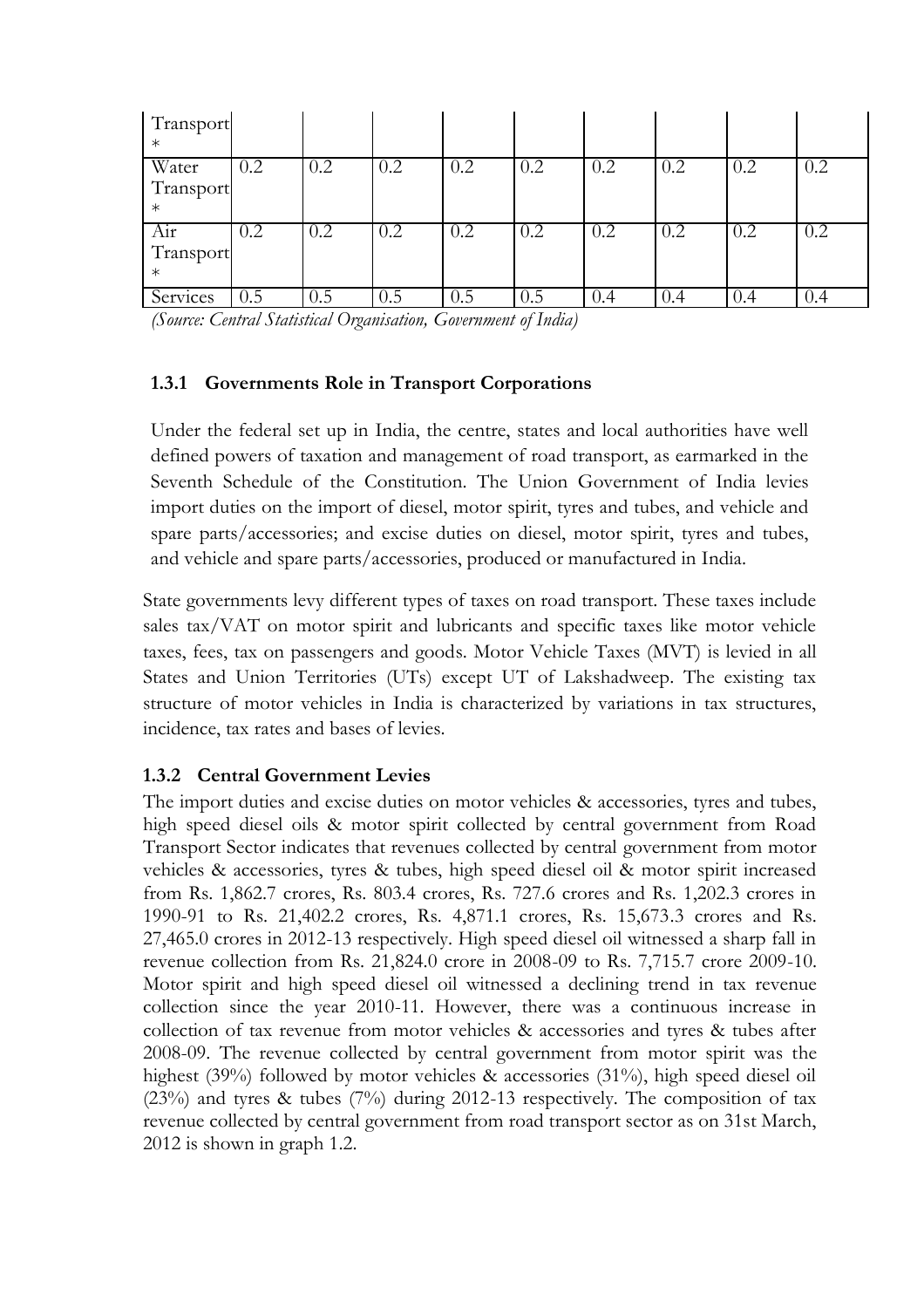| Transport * | | | | | | | | | |
|---|---|---|---|---|---|---|---|---|---|
| Water Transport * | 0.2 | 0.2 | 0.2 | 0.2 | 0.2 | 0.2 | 0.2 | 0.2 | 0.2 |
| Air Transport * | 0.2 | 0.2 | 0.2 | 0.2 | 0.2 | 0.2 | 0.2 | 0.2 | 0.2 |
| Services | 0.5 | 0.5 | 0.5 | 0.5 | 0.5 | 0.4 | 0.4 | 0.4 | 0.4 |

*(Source: Central Statistical Organisation, Government of India)*

### 1.3.1 Governments Role in Transport Corporations

Under the federal set up in India, the centre, states and local authorities have well defined powers of taxation and management of road transport, as earmarked in the Seventh Schedule of the Constitution. The Union Government of India levies import duties on the import of diesel, motor spirit, tyres and tubes, and vehicle and spare parts/accessories; and excise duties on diesel, motor spirit, tyres and tubes, and vehicle and spare parts/accessories, produced or manufactured in India.

State governments levy different types of taxes on road transport. These taxes include sales tax/VAT on motor spirit and lubricants and specific taxes like motor vehicle taxes, fees, tax on passengers and goods. Motor Vehicle Taxes (MVT) is levied in all States and Union Territories (UTs) except UT of Lakshadweep. The existing tax structure of motor vehicles in India is characterized by variations in tax structures, incidence, tax rates and bases of levies.

### 1.3.2 Central Government Levies

The import duties and excise duties on motor vehicles & accessories, tyres and tubes, high speed diesel oils & motor spirit collected by central government from Road Transport Sector indicates that revenues collected by central government from motor vehicles & accessories, tyres & tubes, high speed diesel oil & motor spirit increased from Rs. 1,862.7 crores, Rs. 803.4 crores, Rs. 727.6 crores and Rs. 1,202.3 crores in 1990-91 to Rs. 21,402.2 crores, Rs. 4,871.1 crores, Rs. 15,673.3 crores and Rs. 27,465.0 crores in 2012-13 respectively. High speed diesel oil witnessed a sharp fall in revenue collection from Rs. 21,824.0 crore in 2008-09 to Rs. 7,715.7 crore 2009-10. Motor spirit and high speed diesel oil witnessed a declining trend in tax revenue collection since the year 2010-11. However, there was a continuous increase in collection of tax revenue from motor vehicles & accessories and tyres & tubes after 2008-09. The revenue collected by central government from motor spirit was the highest (39%) followed by motor vehicles & accessories (31%), high speed diesel oil (23%) and tyres & tubes (7%) during 2012-13 respectively. The composition of tax revenue collected by central government from road transport sector as on 31st March, 2012 is shown in graph 1.2.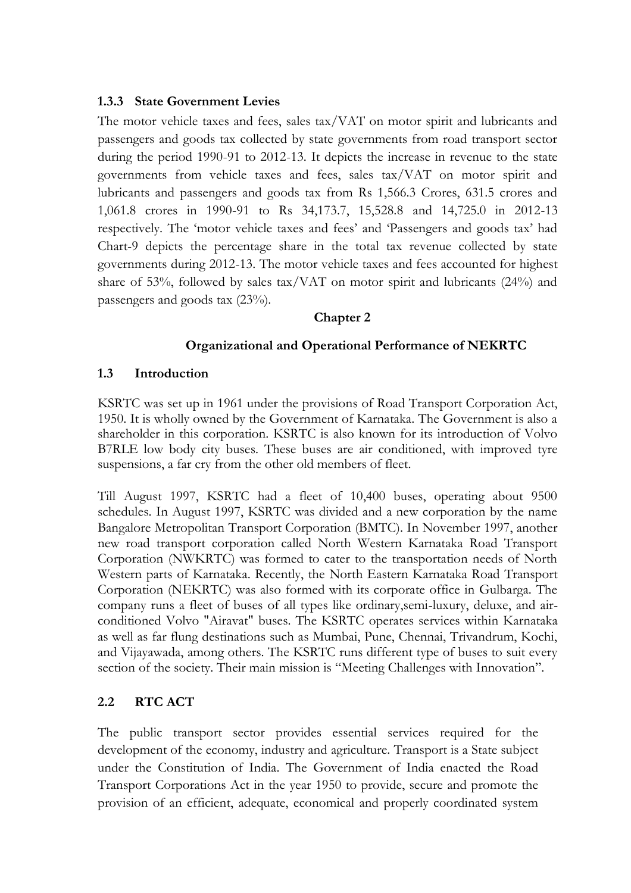### 1.3.3 State Government Levies

The motor vehicle taxes and fees, sales tax/VAT on motor spirit and lubricants and passengers and goods tax collected by state governments from road transport sector during the period 1990-91 to 2012-13. It depicts the increase in revenue to the state governments from vehicle taxes and fees, sales tax/VAT on motor spirit and lubricants and passengers and goods tax from Rs 1,566.3 Crores, 631.5 crores and 1,061.8 crores in 1990-91 to Rs 34,173.7, 15,528.8 and 14,725.0 in 2012-13 respectively. The 'motor vehicle taxes and fees' and 'Passengers and goods tax' had Chart-9 depicts the percentage share in the total tax revenue collected by state governments during 2012-13. The motor vehicle taxes and fees accounted for highest share of 53%, followed by sales tax/VAT on motor spirit and lubricants (24%) and passengers and goods tax (23%).

## Chapter 2

## Organizational and Operational Performance of NEKRTC

### 1.3 Introduction

KSRTC was set up in 1961 under the provisions of Road Transport Corporation Act, 1950. It is wholly owned by the Government of Karnataka. The Government is also a shareholder in this corporation. KSRTC is also known for its introduction of Volvo B7RLE low body city buses. These buses are air conditioned, with improved tyre suspensions, a far cry from the other old members of fleet.

Till August 1997, KSRTC had a fleet of 10,400 buses, operating about 9500 schedules. In August 1997, KSRTC was divided and a new corporation by the name Bangalore Metropolitan Transport Corporation (BMTC). In November 1997, another new road transport corporation called North Western Karnataka Road Transport Corporation (NWKRTC) was formed to cater to the transportation needs of North Western parts of Karnataka. Recently, the North Eastern Karnataka Road Transport Corporation (NEKRTC) was also formed with its corporate office in Gulbarga. The company runs a fleet of buses of all types like ordinary,semi-luxury, deluxe, and air-conditioned Volvo "Airavat" buses. The KSRTC operates services within Karnataka as well as far flung destinations such as Mumbai, Pune, Chennai, Trivandrum, Kochi, and Vijayawada, among others. The KSRTC runs different type of buses to suit every section of the society. Their main mission is "Meeting Challenges with Innovation".

### 2.2 RTC ACT

The public transport sector provides essential services required for the development of the economy, industry and agriculture. Transport is a State subject under the Constitution of India. The Government of India enacted the Road Transport Corporations Act in the year 1950 to provide, secure and promote the provision of an efficient, adequate, economical and properly coordinated system